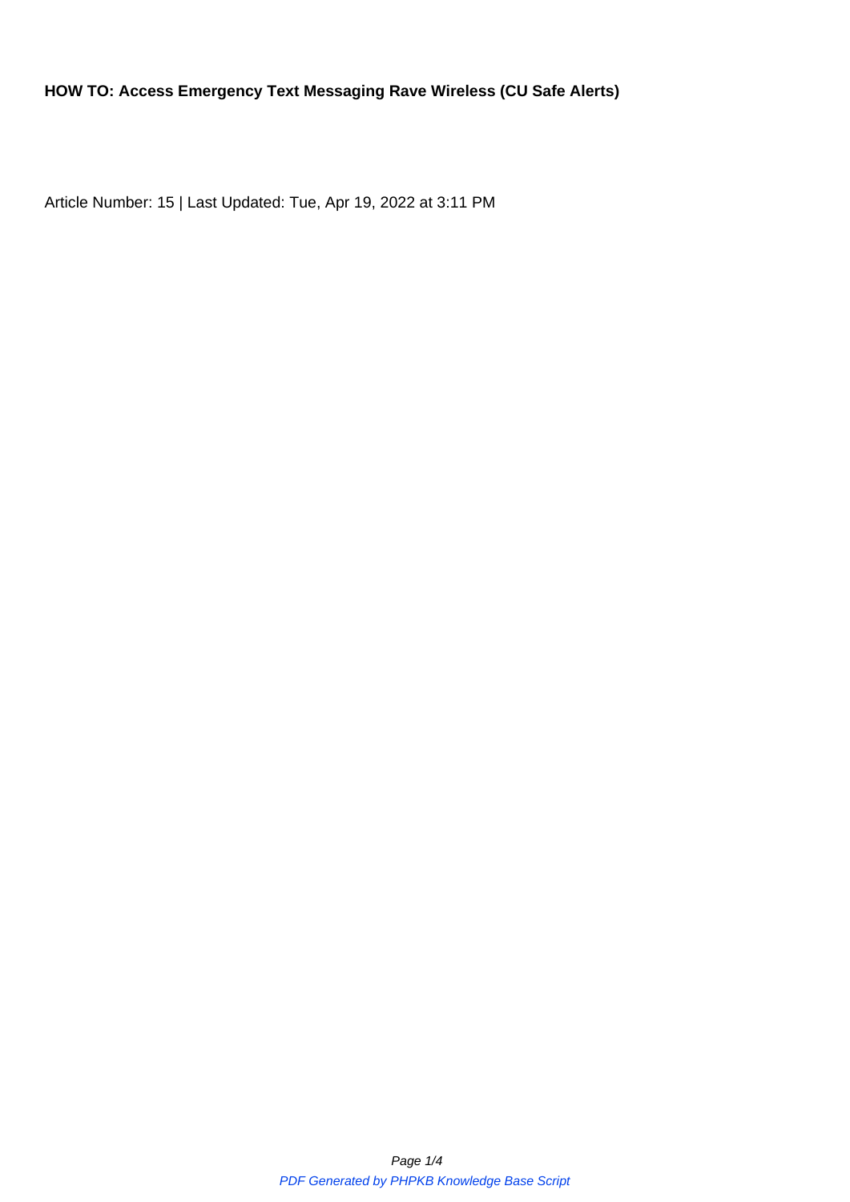**HOW TO: Access Emergency Text Messaging Rave Wireless (CU Safe Alerts)**

Article Number: 15 | Last Updated: Tue, Apr 19, 2022 at 3:11 PM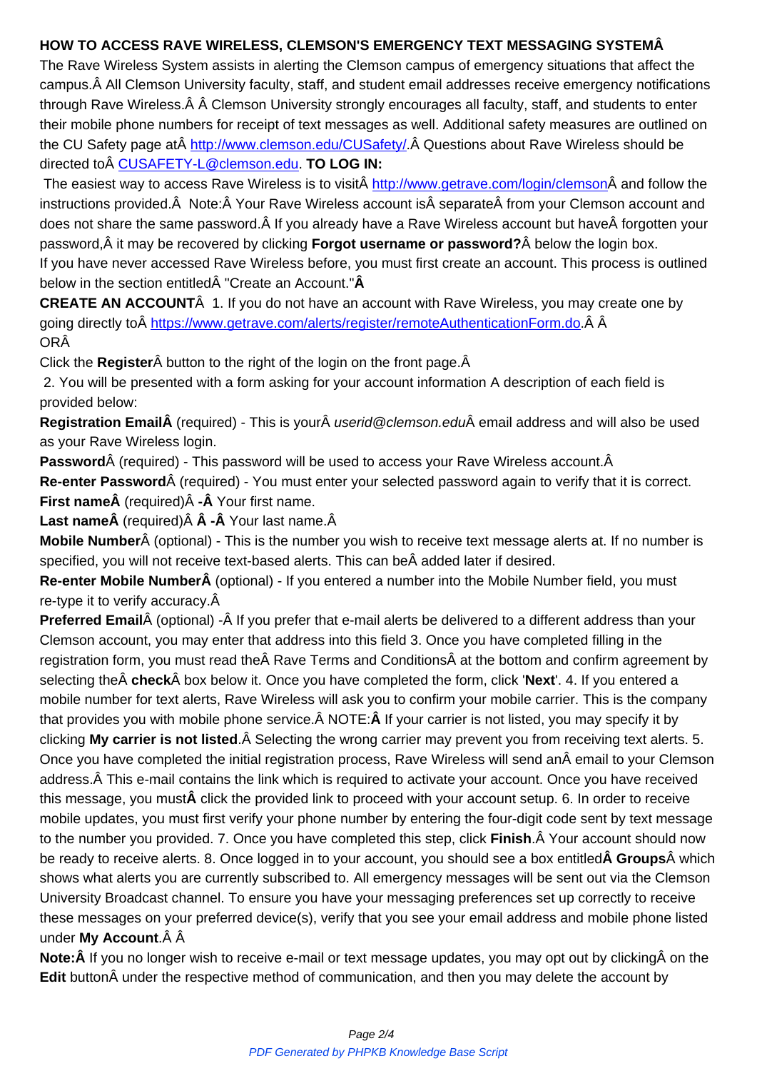**HOW TO ACCESS RAVE WIRELESS, CLEMSON'S EMERGENCY TEXT MESSAGING SYSTEMÂ**

The Rave Wireless System assists in alerting the Clemson campus of emergency situations that affect the campus.Â All Clemson University faculty, staff, and student email addresses receive emergency notifications through Rave Wireless.Â Â Clemson University strongly encourages all faculty, staff, and students to enter their mobile phone numbers for receipt of text messages as well. Additional safety measures are outlined on the CU Safety page atÂ http://www.clemson.edu/CUSafety/.Â Questions about Rave Wireless should be directed toÂ CUSAFETY-L@clemson.edu. **TO LOG IN:**

The easiest way to access Rave Wireless is to visitÂ http://www.getrave.com/login/clemsonÂ and follow the instructions provided.Â  Note:Â Your Rave Wireless account isÂ separateÂ from your Clemson account and does not share the same password.Â If you already have a Rave Wireless account but haveÂ forgotten your password,Â it may be recovered by clicking **Forgot username or password?**Â below the login box.

If you have never accessed Rave Wireless before, you must first create an account. This process is outlined below in the section entitledÂ "Create an Account."**Â**

**CREATE AN ACCOUNT**Â  1. If you do not have an account with Rave Wireless, you may create one by going directly toÂ https://www.getrave.com/alerts/register/remoteAuthenticationForm.do.Â Â ORÂ

Click the **Register**Â button to the right of the login on the front page.Â

2. You will be presented with a form asking for your account information A description of each field is provided below:

**Registration EmailÂ** (required) - This is yourÂ *userid@clemson.edu*Â email address and will also be used as your Rave Wireless login.

**Password**Â (required) - This password will be used to access your Rave Wireless account.Â

**Re-enter Password**Â (required) - You must enter your selected password again to verify that it is correct.

**First nameÂ** (required)Â **-Â** Your first name.

**Last nameÂ** (required)Â **Â -Â** Your last name.Â

**Mobile Number**Â (optional) - This is the number you wish to receive text message alerts at. If no number is specified, you will not receive text-based alerts. This can beÂ added later if desired.

**Re-enter Mobile NumberÂ** (optional) - If you entered a number into the Mobile Number field, you must re-type it to verify accuracy.Â

**Preferred Email**Â (optional) -Â If you prefer that e-mail alerts be delivered to a different address than your Clemson account, you may enter that address into this field 3. Once you have completed filling in the registration form, you must read theÂ Rave Terms and ConditionsÂ at the bottom and confirm agreement by selecting theÂ **check**Â box below it. Once you have completed the form, click '**Next**'. 4. If you entered a mobile number for text alerts, Rave Wireless will ask you to confirm your mobile carrier. This is the company that provides you with mobile phone service.Â NOTE:**Â** If your carrier is not listed, you may specify it by clicking **My carrier is not listed**.Â Selecting the wrong carrier may prevent you from receiving text alerts. 5. Once you have completed the initial registration process, Rave Wireless will send anÂ email to your Clemson address.Â This e-mail contains the link which is required to activate your account. Once you have received this message, you must**Â** click the provided link to proceed with your account setup. 6. In order to receive mobile updates, you must first verify your phone number by entering the four-digit code sent by text message to the number you provided. 7. Once you have completed this step, click **Finish**.Â Your account should now be ready to receive alerts. 8. Once logged in to your account, you should see a box entitled**Â Groups**Â which shows what alerts you are currently subscribed to. All emergency messages will be sent out via the Clemson University Broadcast channel. To ensure you have your messaging preferences set up correctly to receive these messages on your preferred device(s), verify that you see your email address and mobile phone listed under **My Account**.Â Â

**Note:Â** If you no longer wish to receive e-mail or text message updates, you may opt out by clickingÂ on the **Edit** buttonÂ under the respective method of communication, and then you may delete the account by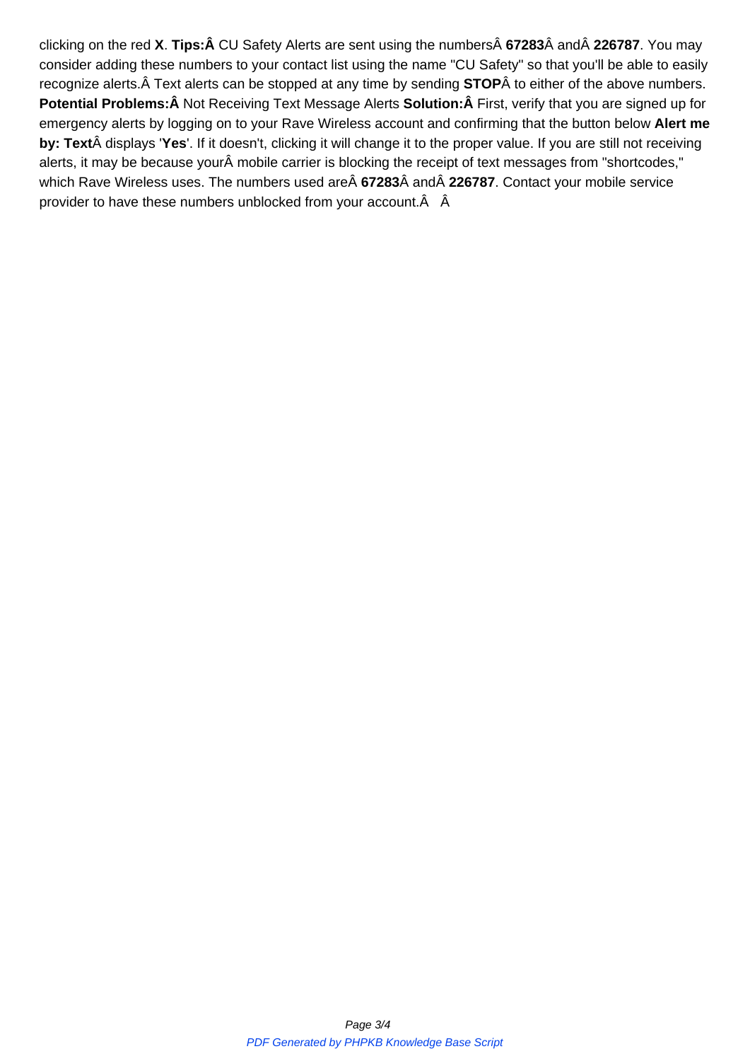clicking on the red **X**. **Tips:Â** CU Safety Alerts are sent using the numbersÂ **67283**Â andÂ **226787**. You may consider adding these numbers to your contact list using the name "CU Safety" so that you'll be able to easily recognize alerts.Â Text alerts can be stopped at any time by sending **STOP**Â to either of the above numbers. **Potential Problems:Â** Not Receiving Text Message Alerts **Solution:Â** First, verify that you are signed up for emergency alerts by logging on to your Rave Wireless account and confirming that the button below **Alert me by: Text**Â displays '**Yes**'. If it doesn't, clicking it will change it to the proper value. If you are still not receiving alerts, it may be because yourÂ mobile carrier is blocking the receipt of text messages from "shortcodes," which Rave Wireless uses. The numbers used areÂ **67283**Â andÂ **226787**. Contact your mobile service provider to have these numbers unblocked from your account.Â Â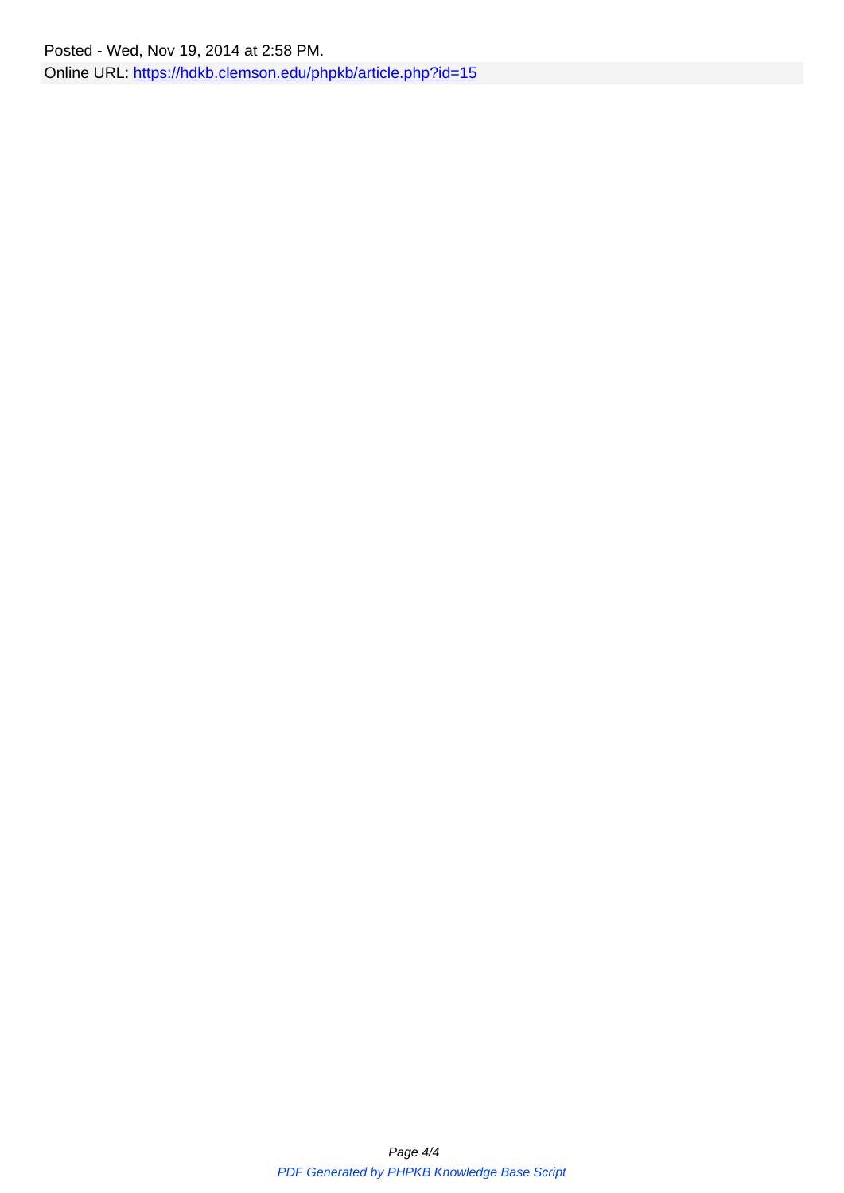Posted - Wed, Nov 19, 2014 at 2:58 PM.

Online URL: [https://hdkb.clemson.edu/phpkb/article.php?id=15](https://hdkb.clemson.edu/phpkb/article.php?id=15)